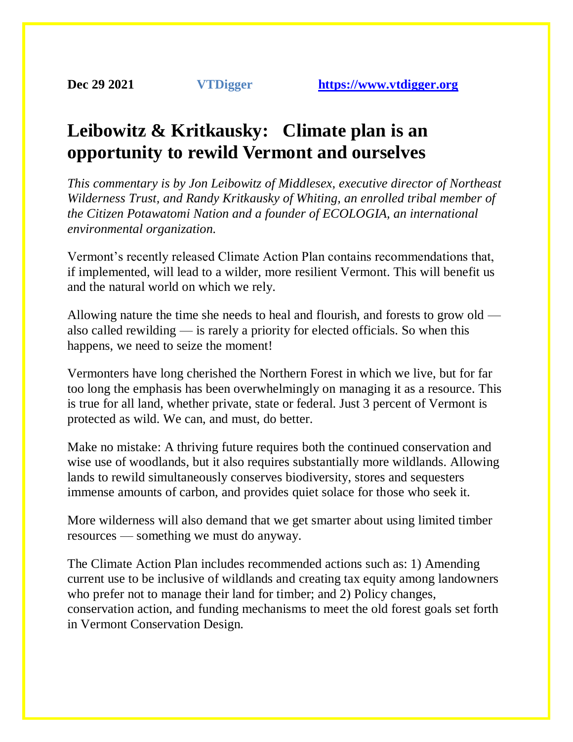**Dec 29 2021** **VTDigger** **https://www.vtdigger.org**

# Leibowitz & Kritkausky: Climate plan is an opportunity to rewild Vermont and ourselves

*This commentary is by Jon Leibowitz of Middlesex, executive director of Northeast Wilderness Trust, and Randy Kritkausky of Whiting, an enrolled tribal member of the Citizen Potawatomi Nation and a founder of ECOLOGIA, an international environmental organization.*

Vermont's recently released Climate Action Plan contains recommendations that, if implemented, will lead to a wilder, more resilient Vermont. This will benefit us and the natural world on which we rely.

Allowing nature the time she needs to heal and flourish, and forests to grow old — also called rewilding — is rarely a priority for elected officials. So when this happens, we need to seize the moment!

Vermonters have long cherished the Northern Forest in which we live, but for far too long the emphasis has been overwhelmingly on managing it as a resource. This is true for all land, whether private, state or federal. Just 3 percent of Vermont is protected as wild. We can, and must, do better.

Make no mistake: A thriving future requires both the continued conservation and wise use of woodlands, but it also requires substantially more wildlands. Allowing lands to rewild simultaneously conserves biodiversity, stores and sequesters immense amounts of carbon, and provides quiet solace for those who seek it.

More wilderness will also demand that we get smarter about using limited timber resources — something we must do anyway.

The Climate Action Plan includes recommended actions such as: 1) Amending current use to be inclusive of wildlands and creating tax equity among landowners who prefer not to manage their land for timber; and 2) Policy changes, conservation action, and funding mechanisms to meet the old forest goals set forth in Vermont Conservation Design.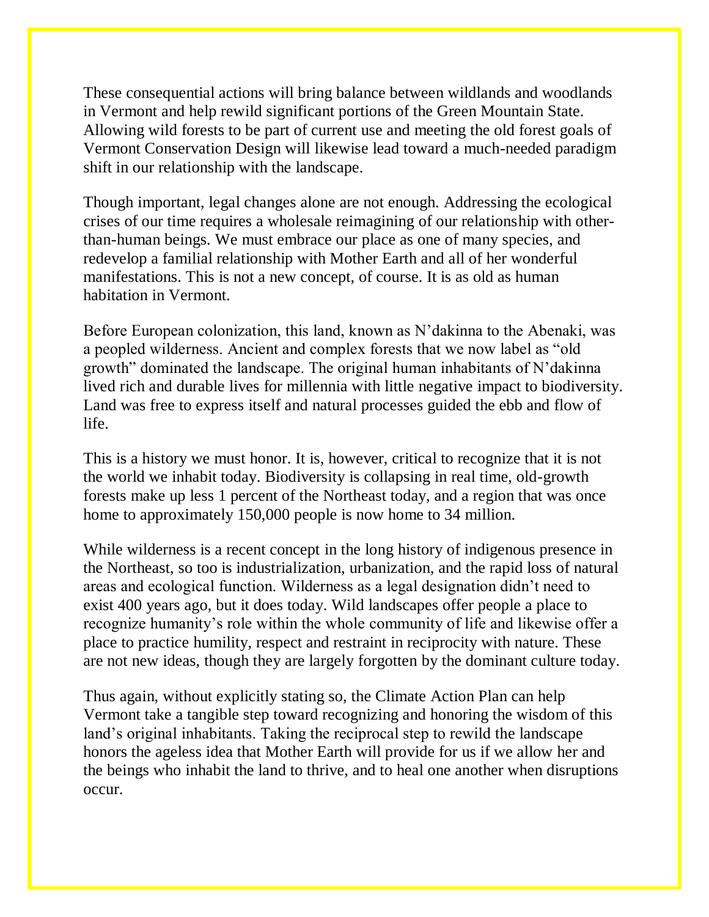These consequential actions will bring balance between wildlands and woodlands in Vermont and help rewild significant portions of the Green Mountain State. Allowing wild forests to be part of current use and meeting the old forest goals of Vermont Conservation Design will likewise lead toward a much-needed paradigm shift in our relationship with the landscape.

Though important, legal changes alone are not enough. Addressing the ecological crises of our time requires a wholesale reimagining of our relationship with other-than-human beings. We must embrace our place as one of many species, and redevelop a familial relationship with Mother Earth and all of her wonderful manifestations. This is not a new concept, of course. It is as old as human habitation in Vermont.

Before European colonization, this land, known as N'dakinna to the Abenaki, was a peopled wilderness. Ancient and complex forests that we now label as "old growth" dominated the landscape. The original human inhabitants of N'dakinna lived rich and durable lives for millennia with little negative impact to biodiversity. Land was free to express itself and natural processes guided the ebb and flow of life.

This is a history we must honor. It is, however, critical to recognize that it is not the world we inhabit today. Biodiversity is collapsing in real time, old-growth forests make up less 1 percent of the Northeast today, and a region that was once home to approximately 150,000 people is now home to 34 million.

While wilderness is a recent concept in the long history of indigenous presence in the Northeast, so too is industrialization, urbanization, and the rapid loss of natural areas and ecological function. Wilderness as a legal designation didn't need to exist 400 years ago, but it does today. Wild landscapes offer people a place to recognize humanity's role within the whole community of life and likewise offer a place to practice humility, respect and restraint in reciprocity with nature. These are not new ideas, though they are largely forgotten by the dominant culture today.

Thus again, without explicitly stating so, the Climate Action Plan can help Vermont take a tangible step toward recognizing and honoring the wisdom of this land's original inhabitants. Taking the reciprocal step to rewild the landscape honors the ageless idea that Mother Earth will provide for us if we allow her and the beings who inhabit the land to thrive, and to heal one another when disruptions occur.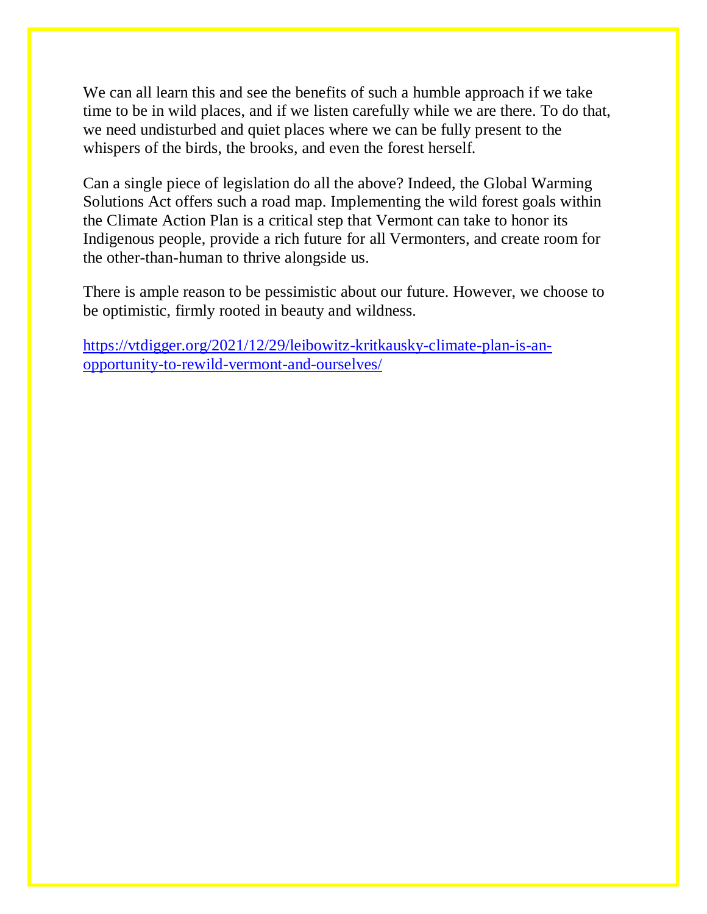We can all learn this and see the benefits of such a humble approach if we take time to be in wild places, and if we listen carefully while we are there. To do that, we need undisturbed and quiet places where we can be fully present to the whispers of the birds, the brooks, and even the forest herself.

Can a single piece of legislation do all the above? Indeed, the Global Warming Solutions Act offers such a road map. Implementing the wild forest goals within the Climate Action Plan is a critical step that Vermont can take to honor its Indigenous people, provide a rich future for all Vermonters, and create room for the other-than-human to thrive alongside us.

There is ample reason to be pessimistic about our future. However, we choose to be optimistic, firmly rooted in beauty and wildness.

https://vtdigger.org/2021/12/29/leibowitz-kritkausky-climate-plan-is-an-opportunity-to-rewild-vermont-and-ourselves/